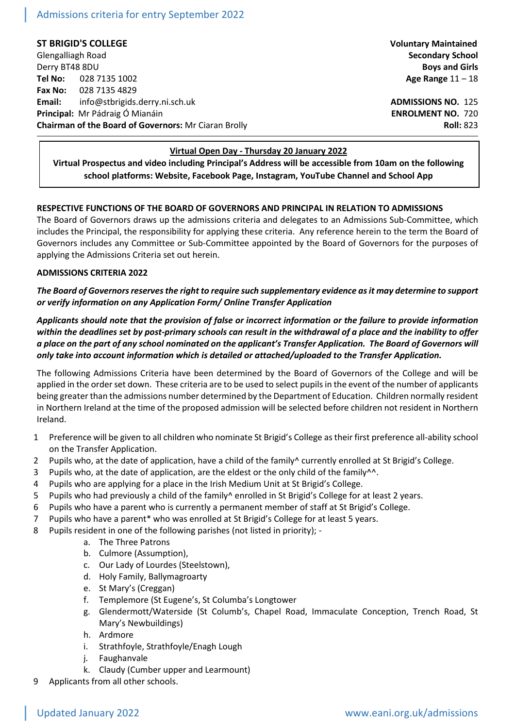Admissions criteria for entry September 2022

**ST BRIGID'S COLLEGE**
Glengalliagh Road
Derry BT48 8DU
**Tel No:** 028 7135 1002
**Fax No:** 028 7135 4829
**Email:** info@stbrigids.derry.ni.sch.uk
**Principal:** Mr Pádraig Ó Mianáin
**Chairman of the Board of Governors:** Mr Ciaran Brolly

**Voluntary Maintained**
**Secondary School**
**Boys and Girls**
**Age Range** 11 – 18

**ADMISSIONS NO.** 125
**ENROLMENT NO.** 720
**Roll:** 823

---

**Virtual Open Day - Thursday 20 January 2022**

**Virtual Prospectus and video including Principal's Address will be accessible from 10am on the following school platforms: Website, Facebook Page, Instagram, YouTube Channel and School App**

---

**RESPECTIVE FUNCTIONS OF THE BOARD OF GOVERNORS AND PRINCIPAL IN RELATION TO ADMISSIONS**

The Board of Governors draws up the admissions criteria and delegates to an Admissions Sub-Committee, which includes the Principal, the responsibility for applying these criteria. Any reference herein to the term the Board of Governors includes any Committee or Sub-Committee appointed by the Board of Governors for the purposes of applying the Admissions Criteria set out herein.

**ADMISSIONS CRITERIA 2022**

***The Board of Governors reserves the right to require such supplementary evidence as it may determine to support or verify information on any Application Form/ Online Transfer Application***

***Applicants should note that the provision of false or incorrect information or the failure to provide information within the deadlines set by post-primary schools can result in the withdrawal of a place and the inability to offer a place on the part of any school nominated on the applicant's Transfer Application. The Board of Governors will only take into account information which is detailed or attached/uploaded to the Transfer Application.***

The following Admissions Criteria have been determined by the Board of Governors of the College and will be applied in the order set down. These criteria are to be used to select pupils in the event of the number of applicants being greater than the admissions number determined by the Department of Education. Children normally resident in Northern Ireland at the time of the proposed admission will be selected before children not resident in Northern Ireland.

1. Preference will be given to all children who nominate St Brigid's College as their first preference all-ability school on the Transfer Application.
2. Pupils who, at the date of application, have a child of the family^ currently enrolled at St Brigid's College.
3. Pupils who, at the date of application, are the eldest or the only child of the family^^.
4. Pupils who are applying for a place in the Irish Medium Unit at St Brigid's College.
5. Pupils who had previously a child of the family^ enrolled in St Brigid's College for at least 2 years.
6. Pupils who have a parent who is currently a permanent member of staff at St Brigid's College.
7. Pupils who have a parent* who was enrolled at St Brigid's College for at least 5 years.
8. Pupils resident in one of the following parishes (not listed in priority); -
    a. The Three Patrons
    b. Culmore (Assumption),
    c. Our Lady of Lourdes (Steelstown),
    d. Holy Family, Ballymagroarty
    e. St Mary's (Creggan)
    f. Templemore (St Eugene's, St Columba's Longtower
    g. Glendermott/Waterside (St Columb's, Chapel Road, Immaculate Conception, Trench Road, St Mary's Newbuildings)
    h. Ardmore
    i. Strathfoyle, Strathfoyle/Enagh Lough
    j. Faughanvale
    k. Claudy (Cumber upper and Learmount)
9. Applicants from all other schools.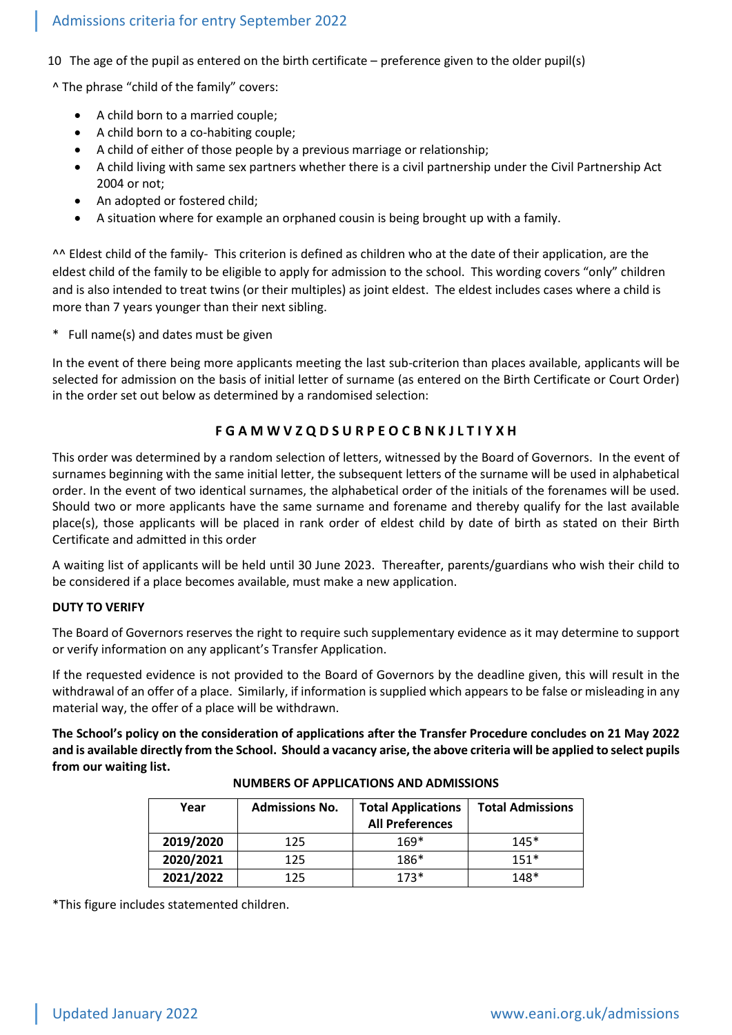10 The age of the pupil as entered on the birth certificate – preference given to the older pupil(s)

^ The phrase "child of the family" covers:

- A child born to a married couple;
- A child born to a co-habiting couple;
- A child of either of those people by a previous marriage or relationship;
- A child living with same sex partners whether there is a civil partnership under the Civil Partnership Act 2004 or not;
- An adopted or fostered child;
- A situation where for example an orphaned cousin is being brought up with a family.

^^ Eldest child of the family- This criterion is defined as children who at the date of their application, are the eldest child of the family to be eligible to apply for admission to the school. This wording covers "only" children and is also intended to treat twins (or their multiples) as joint eldest. The eldest includes cases where a child is more than 7 years younger than their next sibling.

\* Full name(s) and dates must be given

In the event of there being more applicants meeting the last sub-criterion than places available, applicants will be selected for admission on the basis of initial letter of surname (as entered on the Birth Certificate or Court Order) in the order set out below as determined by a randomised selection:

**F G A M W V Z Q D S U R P E O C B N K J L T I Y X H**

This order was determined by a random selection of letters, witnessed by the Board of Governors. In the event of surnames beginning with the same initial letter, the subsequent letters of the surname will be used in alphabetical order. In the event of two identical surnames, the alphabetical order of the initials of the forenames will be used. Should two or more applicants have the same surname and forename and thereby qualify for the last available place(s), those applicants will be placed in rank order of eldest child by date of birth as stated on their Birth Certificate and admitted in this order

A waiting list of applicants will be held until 30 June 2023. Thereafter, parents/guardians who wish their child to be considered if a place becomes available, must make a new application.

**DUTY TO VERIFY**

The Board of Governors reserves the right to require such supplementary evidence as it may determine to support or verify information on any applicant's Transfer Application.

If the requested evidence is not provided to the Board of Governors by the deadline given, this will result in the withdrawal of an offer of a place. Similarly, if information is supplied which appears to be false or misleading in any material way, the offer of a place will be withdrawn.

**The School's policy on the consideration of applications after the Transfer Procedure concludes on 21 May 2022 and is available directly from the School. Should a vacancy arise, the above criteria will be applied to select pupils from our waiting list.**

**NUMBERS OF APPLICATIONS AND ADMISSIONS**

| Year | Admissions No. | Total Applications All Preferences | Total Admissions |
|---|---|---|---|
| **2019/2020** | 125 | 169* | 145* |
| **2020/2021** | 125 | 186* | 151* |
| **2021/2022** | 125 | 173* | 148* |

*This figure includes statemented children.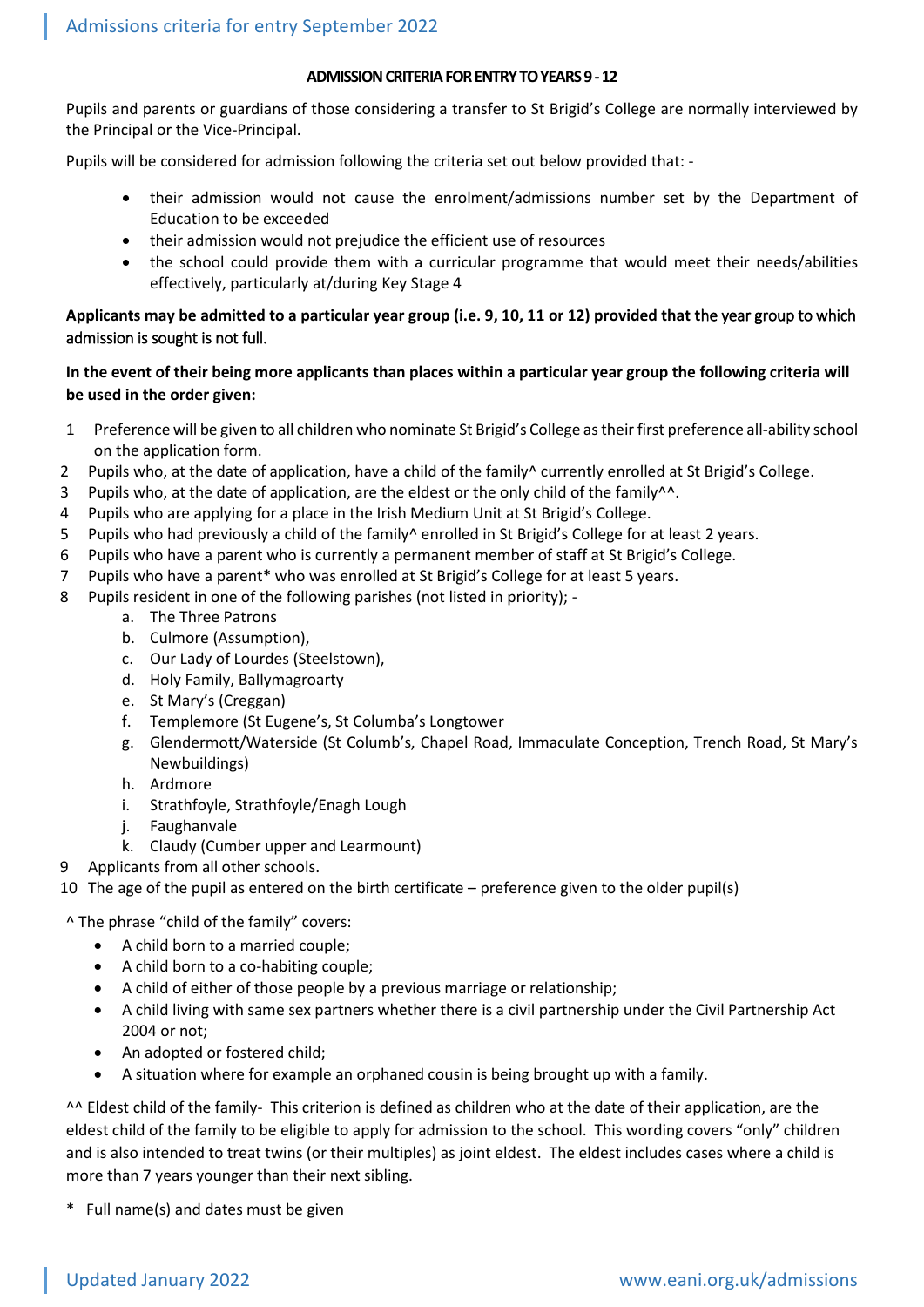**ADMISSION CRITERIA FOR ENTRY TO YEARS 9 - 12**

Pupils and parents or guardians of those considering a transfer to St Brigid's College are normally interviewed by the Principal or the Vice-Principal.

Pupils will be considered for admission following the criteria set out below provided that: -

- their admission would not cause the enrolment/admissions number set by the Department of Education to be exceeded
- their admission would not prejudice the efficient use of resources
- the school could provide them with a curricular programme that would meet their needs/abilities effectively, particularly at/during Key Stage 4

**Applicants may be admitted to a particular year group (i.e. 9, 10, 11 or 12) provided that the year group to which admission is sought is not full.**

**In the event of their being more applicants than places within a particular year group the following criteria will be used in the order given:**

1. Preference will be given to all children who nominate St Brigid's College as their first preference all-ability school on the application form.
2. Pupils who, at the date of application, have a child of the family^ currently enrolled at St Brigid's College.
3. Pupils who, at the date of application, are the eldest or the only child of the family^^.
4. Pupils who are applying for a place in the Irish Medium Unit at St Brigid's College.
5. Pupils who had previously a child of the family^ enrolled in St Brigid's College for at least 2 years.
6. Pupils who have a parent who is currently a permanent member of staff at St Brigid's College.
7. Pupils who have a parent* who was enrolled at St Brigid's College for at least 5 years.
8. Pupils resident in one of the following parishes (not listed in priority); -
    a. The Three Patrons
    b. Culmore (Assumption),
    c. Our Lady of Lourdes (Steelstown),
    d. Holy Family, Ballymagroarty
    e. St Mary's (Creggan)
    f. Templemore (St Eugene's, St Columba's Longtower
    g. Glendermott/Waterside (St Columb's, Chapel Road, Immaculate Conception, Trench Road, St Mary's Newbuildings)
    h. Ardmore
    i. Strathfoyle, Strathfoyle/Enagh Lough
    j. Faughanvale
    k. Claudy (Cumber upper and Learmount)
9. Applicants from all other schools.
10. The age of the pupil as entered on the birth certificate – preference given to the older pupil(s)

^ The phrase "child of the family" covers:

- A child born to a married couple;
- A child born to a co-habiting couple;
- A child of either of those people by a previous marriage or relationship;
- A child living with same sex partners whether there is a civil partnership under the Civil Partnership Act 2004 or not;
- An adopted or fostered child;
- A situation where for example an orphaned cousin is being brought up with a family.

^^ Eldest child of the family- This criterion is defined as children who at the date of their application, are the eldest child of the family to be eligible to apply for admission to the school. This wording covers "only" children and is also intended to treat twins (or their multiples) as joint eldest. The eldest includes cases where a child is more than 7 years younger than their next sibling.

\* Full name(s) and dates must be given